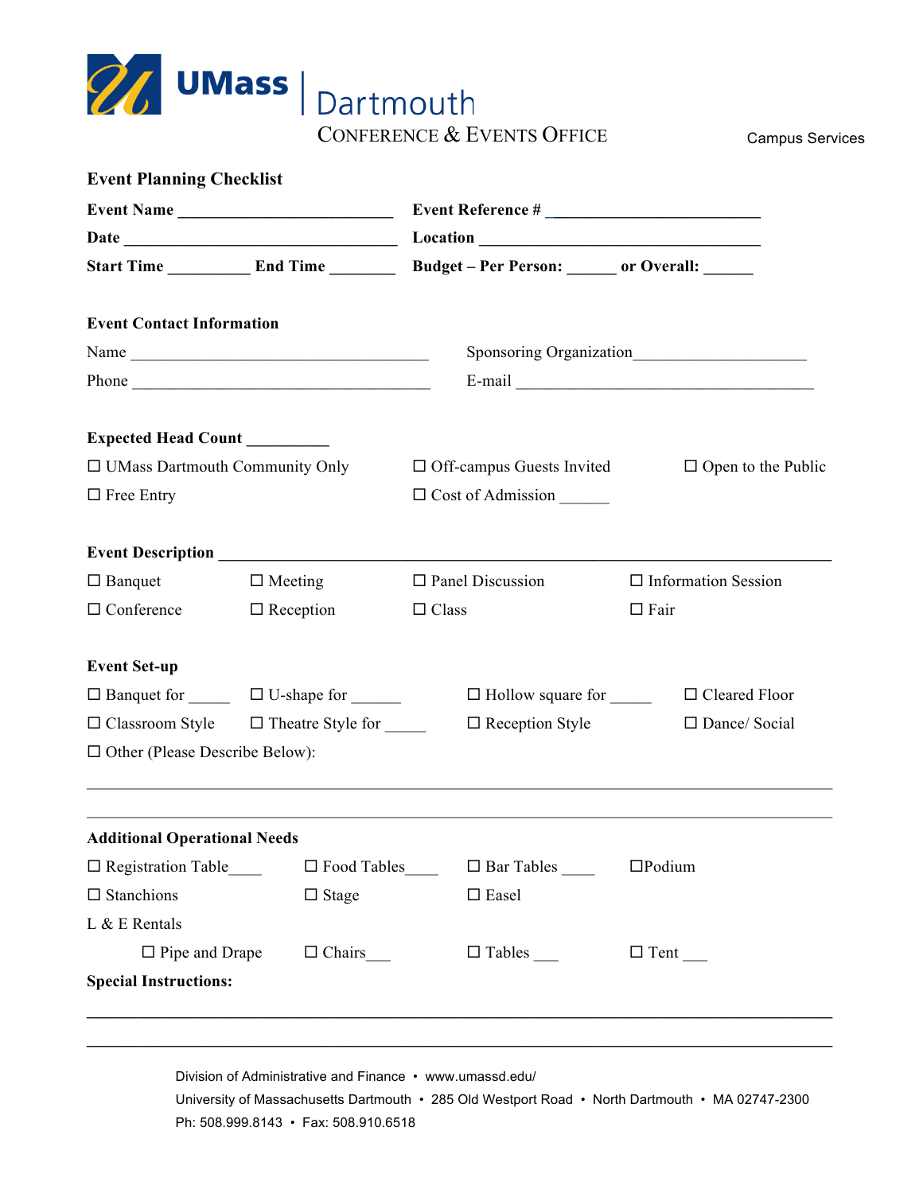# UMass Dartmouth

CONFERENCE & EVENTS OFFICE

Campus Services

## Event Planning Checklist

**Event Name** ________________________ **Event Reference #** ________________________

**Date** ________________________________ **Location** ________________________________

**Start Time** __________ **End Time** ________ **Budget – Per Person:** ______ **or Overall:** ______

### Event Contact Information

Name ____________________________________ Sponsoring Organization____________________

Phone ____________________________________ E-mail ____________________________________

### Expected Head Count __________

☐ UMass Dartmouth Community Only ☐ Off-campus Guests Invited ☐ Open to the Public

☐ Free Entry ☐ Cost of Admission ______

### Event Description ____________________________________________________________

☐ Banquet ☐ Meeting ☐ Panel Discussion ☐ Information Session

☐ Conference ☐ Reception ☐ Class ☐ Fair

### Event Set-up

☐ Banquet for _____ ☐ U-shape for ______ ☐ Hollow square for _____ ☐ Cleared Floor

☐ Classroom Style ☐ Theatre Style for _____ ☐ Reception Style ☐ Dance/ Social

☐ Other (Please Describe Below):

________________________________________________________________________________

________________________________________________________________________________

### Additional Operational Needs

☐ Registration Table____ ☐ Food Tables____ ☐ Bar Tables ____ ☐Podium

☐ Stanchions ☐ Stage ☐ Easel

L & E Rentals

☐ Pipe and Drape ☐ Chairs___ ☐ Tables ___ ☐ Tent ___

**Special Instructions:**

________________________________________________________________________________

________________________________________________________________________________

Division of Administrative and Finance • www.umassd.edu/

University of Massachusetts Dartmouth • 285 Old Westport Road • North Dartmouth • MA 02747-2300

Ph: 508.999.8143 • Fax: 508.910.6518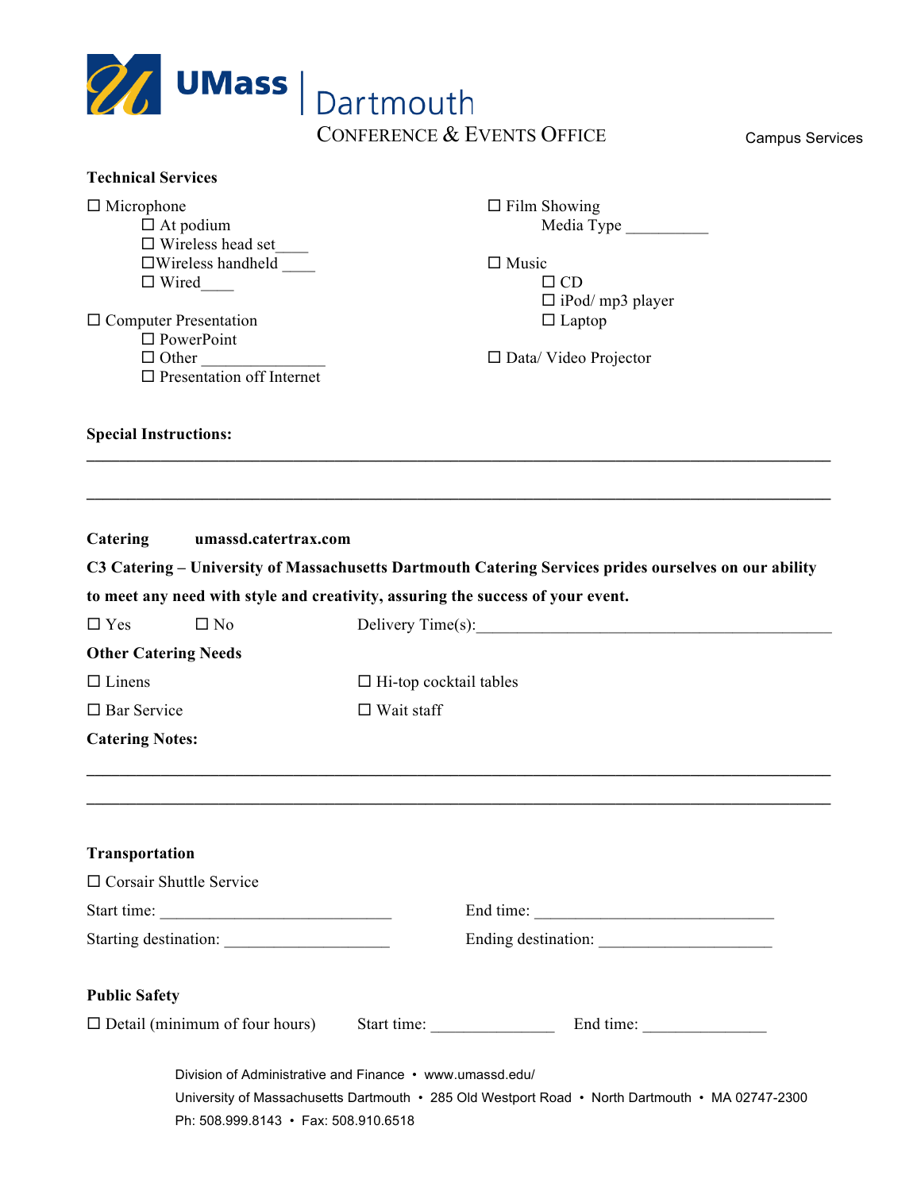UMass | Dartmouth
CONFERENCE & EVENTS OFFICE

Campus Services

**Technical Services**

☐ Microphone
- ☐ At podium
- ☐ Wireless head set____
- ☐Wireless handheld ____
- ☐ Wired____

☐ Computer Presentation
- ☐ PowerPoint
- ☐ Other _______________
- ☐ Presentation off Internet

☐ Film Showing
Media Type __________

☐ Music
- ☐ CD
- ☐ iPod/ mp3 player
- ☐ Laptop

☐ Data/ Video Projector

**Special Instructions:**

___________________________________________________________________________

___________________________________________________________________________

**Catering** **umassd.catertrax.com**

**C3 Catering – University of Massachusetts Dartmouth Catering Services prides ourselves on our ability to meet any need with style and creativity, assuring the success of your event.**

☐ Yes ☐ No Delivery Time(s):_____________________________________________

**Other Catering Needs**

☐ Linens ☐ Hi-top cocktail tables

☐ Bar Service ☐ Wait staff

**Catering Notes:**

___________________________________________________________________________

___________________________________________________________________________

**Transportation**

☐ Corsair Shuttle Service

Start time: ____________________________ End time: _____________________________

Starting destination: ____________________ Ending destination: _____________________

**Public Safety**

☐ Detail (minimum of four hours) Start time: _______________ End time: _______________

Division of Administrative and Finance • www.umassd.edu/
University of Massachusetts Dartmouth • 285 Old Westport Road • North Dartmouth • MA 02747-2300
Ph: 508.999.8143 • Fax: 508.910.6518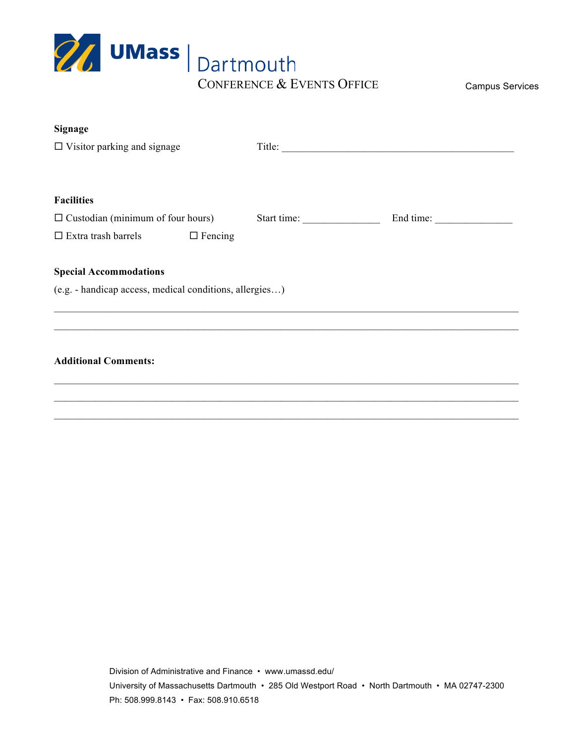UMass | Dartmouth

CONFERENCE & EVENTS OFFICE

Campus Services

**Signage**

☐ Visitor parking and signage Title: ____________________________________________

**Facilities**

☐ Custodian (minimum of four hours) Start time: _______________ End time: _______________

☐ Extra trash barrels ☐ Fencing

**Special Accommodations**

(e.g. - handicap access, medical conditions, allergies…)

______________________________________________________________________________

______________________________________________________________________________

**Additional Comments:**

______________________________________________________________________________

______________________________________________________________________________

______________________________________________________________________________

Division of Administrative and Finance • www.umassd.edu/

University of Massachusetts Dartmouth • 285 Old Westport Road • North Dartmouth • MA 02747-2300

Ph: 508.999.8143 • Fax: 508.910.6518